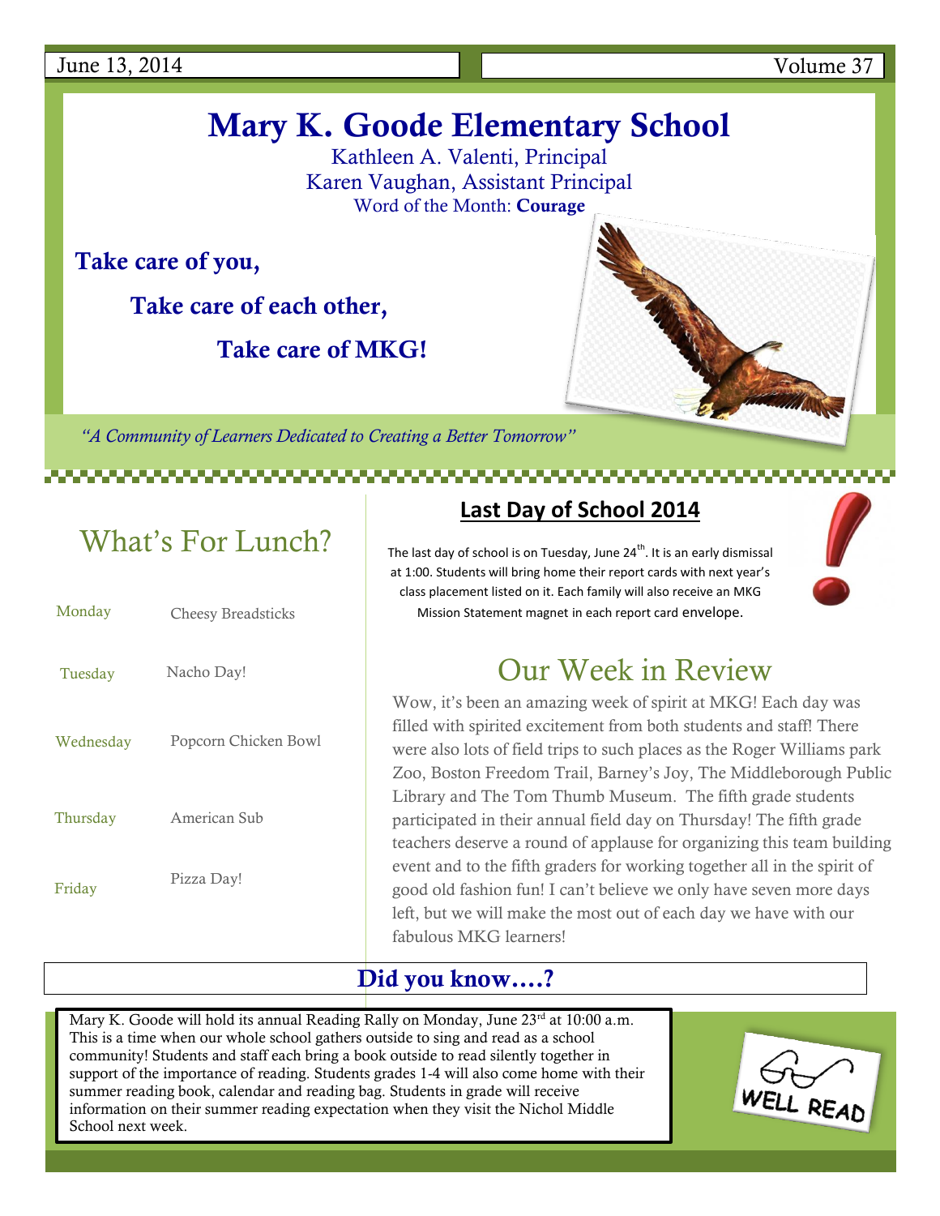June 13, 2014 | Volume 37

# Mary K. Goode Elementary School

Kathleen A. Valenti, Principal
Karen Vaughan, Assistant Principal
Word of the Month: **Courage**

**Take care of you,**

**Take care of each other,**

**Take care of MKG!**

*"A Community of Learners Dedicated to Creating a Better Tomorrow"*

## What's For Lunch?

| | |
|---|---|
| Monday | Cheesy Breadsticks |
| Tuesday | Nacho Day! |
| Wednesday | Popcorn Chicken Bowl |
| Thursday | American Sub |
| Friday | Pizza Day! |

## Last Day of School 2014

The last day of school is on Tuesday, June 24th. It is an early dismissal at 1:00. Students will bring home their report cards with next year's class placement listed on it. Each family will also receive an MKG Mission Statement magnet in each report card envelope.

## Our Week in Review

Wow, it's been an amazing week of spirit at MKG! Each day was filled with spirited excitement from both students and staff! There were also lots of field trips to such places as the Roger Williams park Zoo, Boston Freedom Trail, Barney's Joy, The Middleborough Public Library and The Tom Thumb Museum. The fifth grade students participated in their annual field day on Thursday! The fifth grade teachers deserve a round of applause for organizing this team building event and to the fifth graders for working together all in the spirit of good old fashion fun! I can't believe we only have seven more days left, but we will make the most out of each day we have with our fabulous MKG learners!

## Did you know….?

Mary K. Goode will hold its annual Reading Rally on Monday, June 23rd at 10:00 a.m. This is a time when our whole school gathers outside to sing and read as a school community! Students and staff each bring a book outside to read silently together in support of the importance of reading. Students grades 1-4 will also come home with their summer reading book, calendar and reading bag. Students in grade will receive information on their summer reading expectation when they visit the Nichol Middle School next week.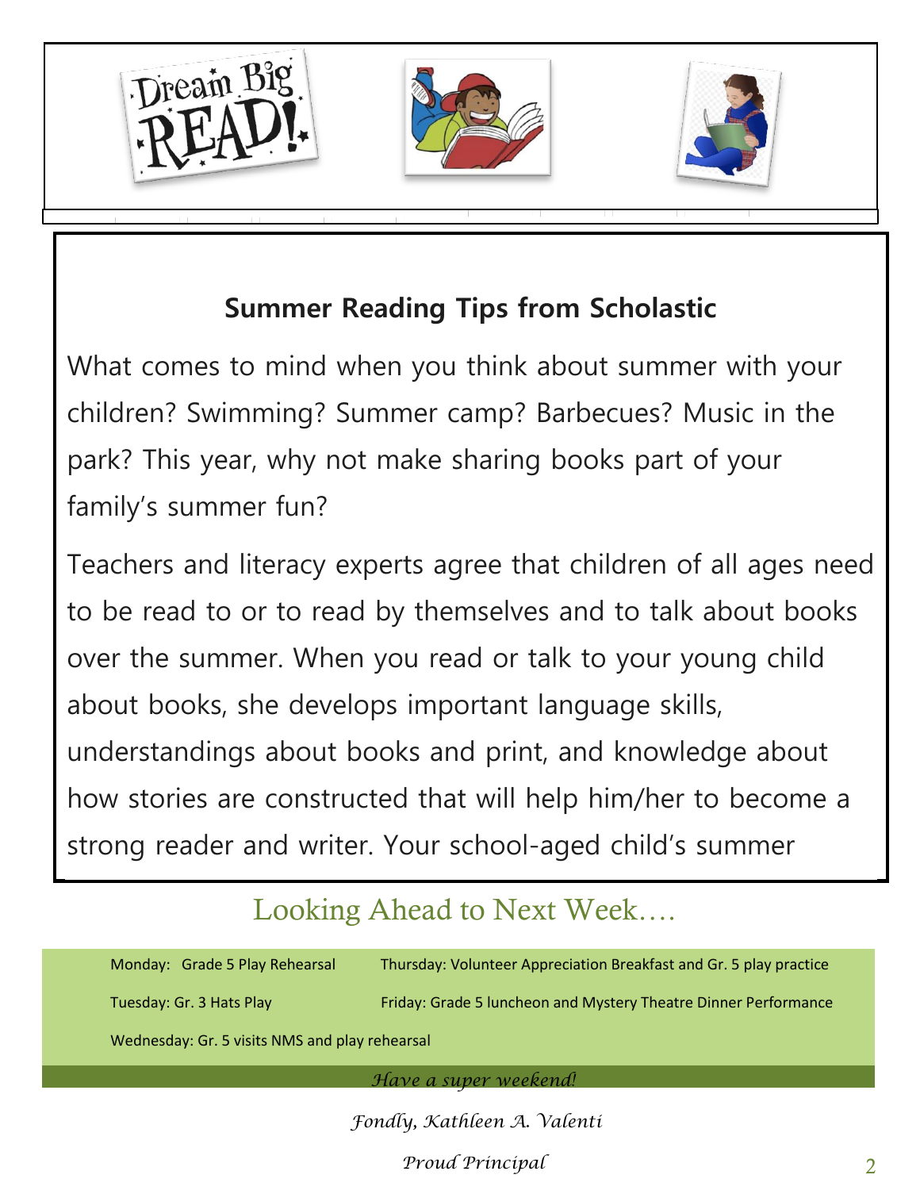## Summer Reading Tips from Scholastic

What comes to mind when you think about summer with your children? Swimming? Summer camp? Barbecues? Music in the park? This year, why not make sharing books part of your family's summer fun?

Teachers and literacy experts agree that children of all ages need to be read to or to read by themselves and to talk about books over the summer. When you read or talk to your young child about books, she develops important language skills, understandings about books and print, and knowledge about how stories are constructed that will help him/her to become a strong reader and writer. Your school-aged child's summer

## Looking Ahead to Next Week….

Monday: Grade 5 Play Rehearsal

Tuesday: Gr. 3 Hats Play

Wednesday: Gr. 5 visits NMS and play rehearsal

Thursday: Volunteer Appreciation Breakfast and Gr. 5 play practice

Friday: Grade 5 luncheon and Mystery Theatre Dinner Performance

*Have a super weekend!*

*Fondly, Kathleen A. Valenti*

*Proud Principal*